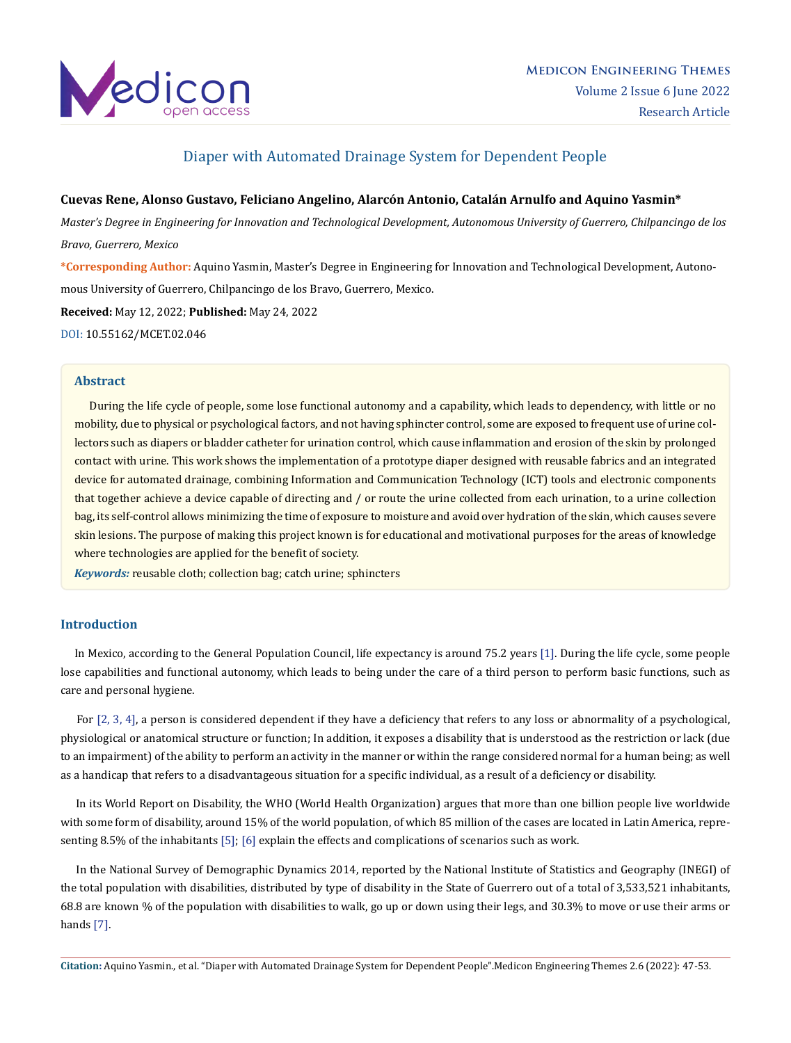# Diaper with Automated Drainage System for Dependent People

**Cuevas Rene, Alonso Gustavo, Feliciano Angelino, Alarcón Antonio, Catalán Arnulfo and Aquino Yasmin***

*Master's Degree in Engineering for Innovation and Technological Development, Autonomous University of Guerrero, Chilpancingo de los Bravo, Guerrero, Mexico*

***Corresponding Author:** Aquino Yasmin, Master's Degree in Engineering for Innovation and Technological Development, Autonomous University of Guerrero, Chilpancingo de los Bravo, Guerrero, Mexico.

**Received:** May 12, 2022; **Published:** May 24, 2022

DOI: 10.55162/MCET.02.046

## Abstract

During the life cycle of people, some lose functional autonomy and a capability, which leads to dependency, with little or no mobility, due to physical or psychological factors, and not having sphincter control, some are exposed to frequent use of urine collectors such as diapers or bladder catheter for urination control, which cause inflammation and erosion of the skin by prolonged contact with urine. This work shows the implementation of a prototype diaper designed with reusable fabrics and an integrated device for automated drainage, combining Information and Communication Technology (ICT) tools and electronic components that together achieve a device capable of directing and / or route the urine collected from each urination, to a urine collection bag, its self-control allows minimizing the time of exposure to moisture and avoid over hydration of the skin, which causes severe skin lesions. The purpose of making this project known is for educational and motivational purposes for the areas of knowledge where technologies are applied for the benefit of society.

***Keywords:*** reusable cloth; collection bag; catch urine; sphincters

## Introduction

In Mexico, according to the General Population Council, life expectancy is around 75.2 years [1]. During the life cycle, some people lose capabilities and functional autonomy, which leads to being under the care of a third person to perform basic functions, such as care and personal hygiene.

For [2, 3, 4], a person is considered dependent if they have a deficiency that refers to any loss or abnormality of a psychological, physiological or anatomical structure or function; In addition, it exposes a disability that is understood as the restriction or lack (due to an impairment) of the ability to perform an activity in the manner or within the range considered normal for a human being; as well as a handicap that refers to a disadvantageous situation for a specific individual, as a result of a deficiency or disability.

In its World Report on Disability, the WHO (World Health Organization) argues that more than one billion people live worldwide with some form of disability, around 15% of the world population, of which 85 million of the cases are located in Latin America, representing 8.5% of the inhabitants [5]; [6] explain the effects and complications of scenarios such as work.

In the National Survey of Demographic Dynamics 2014, reported by the National Institute of Statistics and Geography (INEGI) of the total population with disabilities, distributed by type of disability in the State of Guerrero out of a total of 3,533,521 inhabitants, 68.8 are known % of the population with disabilities to walk, go up or down using their legs, and 30.3% to move or use their arms or hands [7].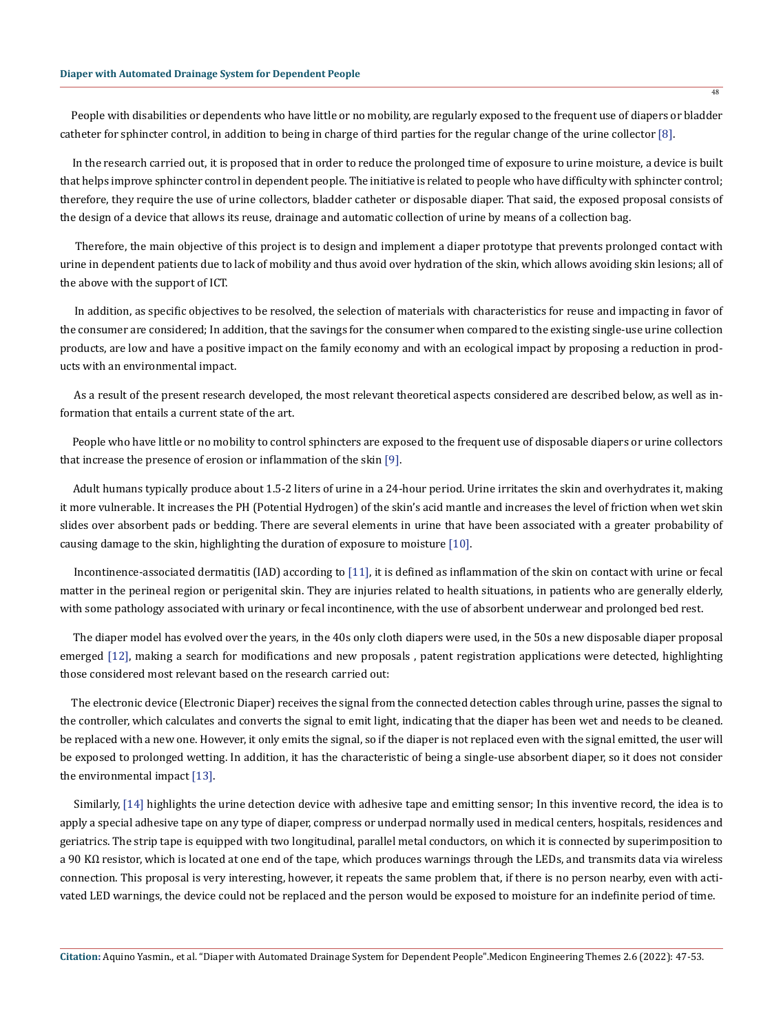People with disabilities or dependents who have little or no mobility, are regularly exposed to the frequent use of diapers or bladder catheter for sphincter control, in addition to being in charge of third parties for the regular change of the urine collector [8].

In the research carried out, it is proposed that in order to reduce the prolonged time of exposure to urine moisture, a device is built that helps improve sphincter control in dependent people. The initiative is related to people who have difficulty with sphincter control; therefore, they require the use of urine collectors, bladder catheter or disposable diaper. That said, the exposed proposal consists of the design of a device that allows its reuse, drainage and automatic collection of urine by means of a collection bag.

Therefore, the main objective of this project is to design and implement a diaper prototype that prevents prolonged contact with urine in dependent patients due to lack of mobility and thus avoid over hydration of the skin, which allows avoiding skin lesions; all of the above with the support of ICT.

In addition, as specific objectives to be resolved, the selection of materials with characteristics for reuse and impacting in favor of the consumer are considered; In addition, that the savings for the consumer when compared to the existing single-use urine collection products, are low and have a positive impact on the family economy and with an ecological impact by proposing a reduction in products with an environmental impact.

As a result of the present research developed, the most relevant theoretical aspects considered are described below, as well as information that entails a current state of the art.

People who have little or no mobility to control sphincters are exposed to the frequent use of disposable diapers or urine collectors that increase the presence of erosion or inflammation of the skin [9].

Adult humans typically produce about 1.5-2 liters of urine in a 24-hour period. Urine irritates the skin and overhydrates it, making it more vulnerable. It increases the PH (Potential Hydrogen) of the skin's acid mantle and increases the level of friction when wet skin slides over absorbent pads or bedding. There are several elements in urine that have been associated with a greater probability of causing damage to the skin, highlighting the duration of exposure to moisture [10].

Incontinence-associated dermatitis (IAD) according to [11], it is defined as inflammation of the skin on contact with urine or fecal matter in the perineal region or perigenital skin. They are injuries related to health situations, in patients who are generally elderly, with some pathology associated with urinary or fecal incontinence, with the use of absorbent underwear and prolonged bed rest.

The diaper model has evolved over the years, in the 40s only cloth diapers were used, in the 50s a new disposable diaper proposal emerged [12], making a search for modifications and new proposals , patent registration applications were detected, highlighting those considered most relevant based on the research carried out:

The electronic device (Electronic Diaper) receives the signal from the connected detection cables through urine, passes the signal to the controller, which calculates and converts the signal to emit light, indicating that the diaper has been wet and needs to be cleaned. be replaced with a new one. However, it only emits the signal, so if the diaper is not replaced even with the signal emitted, the user will be exposed to prolonged wetting. In addition, it has the characteristic of being a single-use absorbent diaper, so it does not consider the environmental impact [13].

Similarly, [14] highlights the urine detection device with adhesive tape and emitting sensor; In this inventive record, the idea is to apply a special adhesive tape on any type of diaper, compress or underpad normally used in medical centers, hospitals, residences and geriatrics. The strip tape is equipped with two longitudinal, parallel metal conductors, on which it is connected by superimposition to a 90 KΩ resistor, which is located at one end of the tape, which produces warnings through the LEDs, and transmits data via wireless connection. This proposal is very interesting, however, it repeats the same problem that, if there is no person nearby, even with activated LED warnings, the device could not be replaced and the person would be exposed to moisture for an indefinite period of time.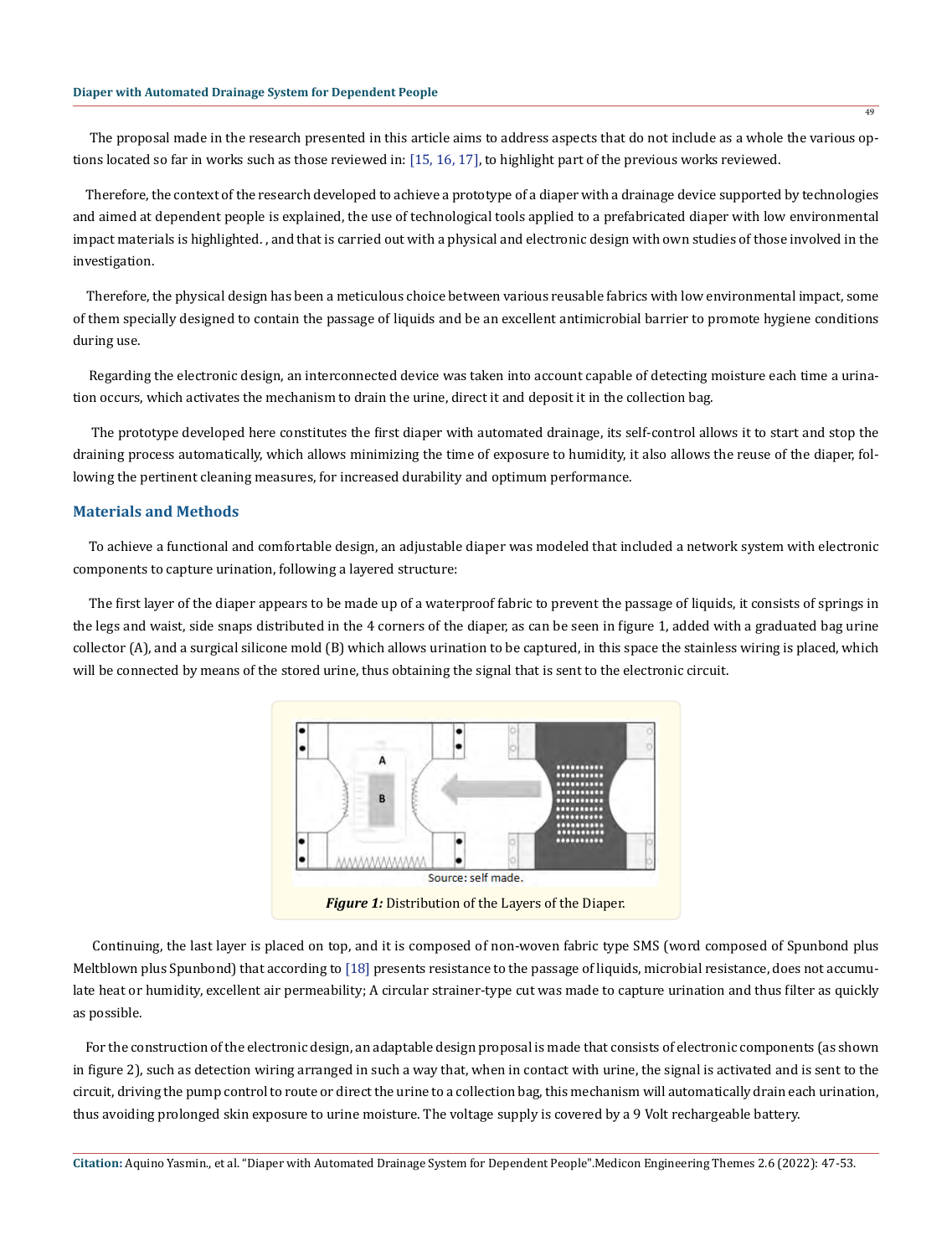The proposal made in the research presented in this article aims to address aspects that do not include as a whole the various options located so far in works such as those reviewed in: [15, 16, 17], to highlight part of the previous works reviewed.

Therefore, the context of the research developed to achieve a prototype of a diaper with a drainage device supported by technologies and aimed at dependent people is explained, the use of technological tools applied to a prefabricated diaper with low environmental impact materials is highlighted. , and that is carried out with a physical and electronic design with own studies of those involved in the investigation.

Therefore, the physical design has been a meticulous choice between various reusable fabrics with low environmental impact, some of them specially designed to contain the passage of liquids and be an excellent antimicrobial barrier to promote hygiene conditions during use.

Regarding the electronic design, an interconnected device was taken into account capable of detecting moisture each time a urination occurs, which activates the mechanism to drain the urine, direct it and deposit it in the collection bag.

The prototype developed here constitutes the first diaper with automated drainage, its self-control allows it to start and stop the draining process automatically, which allows minimizing the time of exposure to humidity, it also allows the reuse of the diaper, following the pertinent cleaning measures, for increased durability and optimum performance.

## Materials and Methods

To achieve a functional and comfortable design, an adjustable diaper was modeled that included a network system with electronic components to capture urination, following a layered structure:

The first layer of the diaper appears to be made up of a waterproof fabric to prevent the passage of liquids, it consists of springs in the legs and waist, side snaps distributed in the 4 corners of the diaper, as can be seen in figure 1, added with a graduated bag urine collector (A), and a surgical silicone mold (B) which allows urination to be captured, in this space the stainless wiring is placed, which will be connected by means of the stored urine, thus obtaining the signal that is sent to the electronic circuit.

Source: self made.

***Figure 1:*** Distribution of the Layers of the Diaper.

Continuing, the last layer is placed on top, and it is composed of non-woven fabric type SMS (word composed of Spunbond plus Meltblown plus Spunbond) that according to [18] presents resistance to the passage of liquids, microbial resistance, does not accumulate heat or humidity, excellent air permeability; A circular strainer-type cut was made to capture urination and thus filter as quickly as possible.

For the construction of the electronic design, an adaptable design proposal is made that consists of electronic components (as shown in figure 2), such as detection wiring arranged in such a way that, when in contact with urine, the signal is activated and is sent to the circuit, driving the pump control to route or direct the urine to a collection bag, this mechanism will automatically drain each urination, thus avoiding prolonged skin exposure to urine moisture. The voltage supply is covered by a 9 Volt rechargeable battery.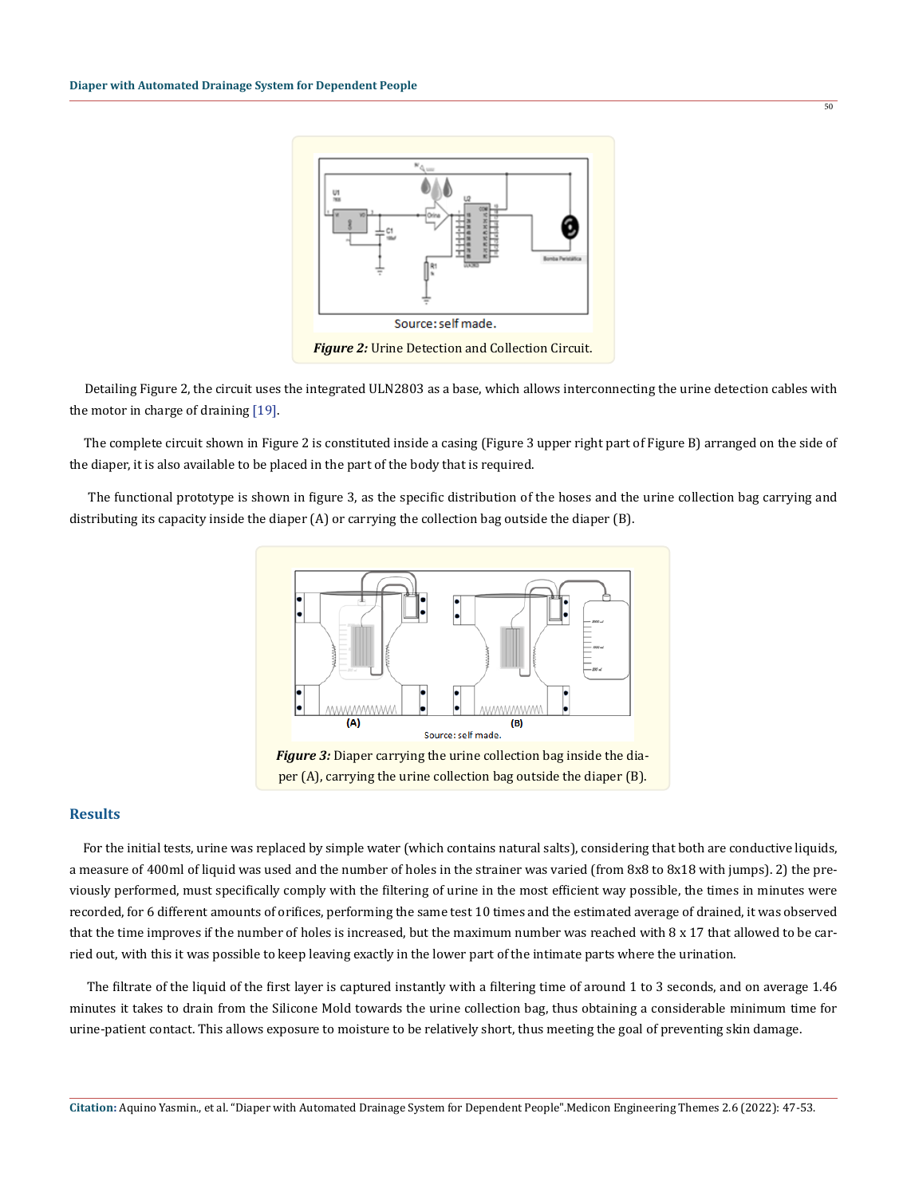Source: self made.

***Figure 2:*** Urine Detection and Collection Circuit.

Detailing Figure 2, the circuit uses the integrated ULN2803 as a base, which allows interconnecting the urine detection cables with the motor in charge of draining [19].

The complete circuit shown in Figure 2 is constituted inside a casing (Figure 3 upper right part of Figure B) arranged on the side of the diaper, it is also available to be placed in the part of the body that is required.

The functional prototype is shown in figure 3, as the specific distribution of the hoses and the urine collection bag carrying and distributing its capacity inside the diaper (A) or carrying the collection bag outside the diaper (B).

Source: self made.

***Figure 3:*** Diaper carrying the urine collection bag inside the diaper (A), carrying the urine collection bag outside the diaper (B).

## Results

For the initial tests, urine was replaced by simple water (which contains natural salts), considering that both are conductive liquids, a measure of 400ml of liquid was used and the number of holes in the strainer was varied (from 8x8 to 8x18 with jumps). 2) the previously performed, must specifically comply with the filtering of urine in the most efficient way possible, the times in minutes were recorded, for 6 different amounts of orifices, performing the same test 10 times and the estimated average of drained, it was observed that the time improves if the number of holes is increased, but the maximum number was reached with 8 x 17 that allowed to be carried out, with this it was possible to keep leaving exactly in the lower part of the intimate parts where the urination.

The filtrate of the liquid of the first layer is captured instantly with a filtering time of around 1 to 3 seconds, and on average 1.46 minutes it takes to drain from the Silicone Mold towards the urine collection bag, thus obtaining a considerable minimum time for urine-patient contact. This allows exposure to moisture to be relatively short, thus meeting the goal of preventing skin damage.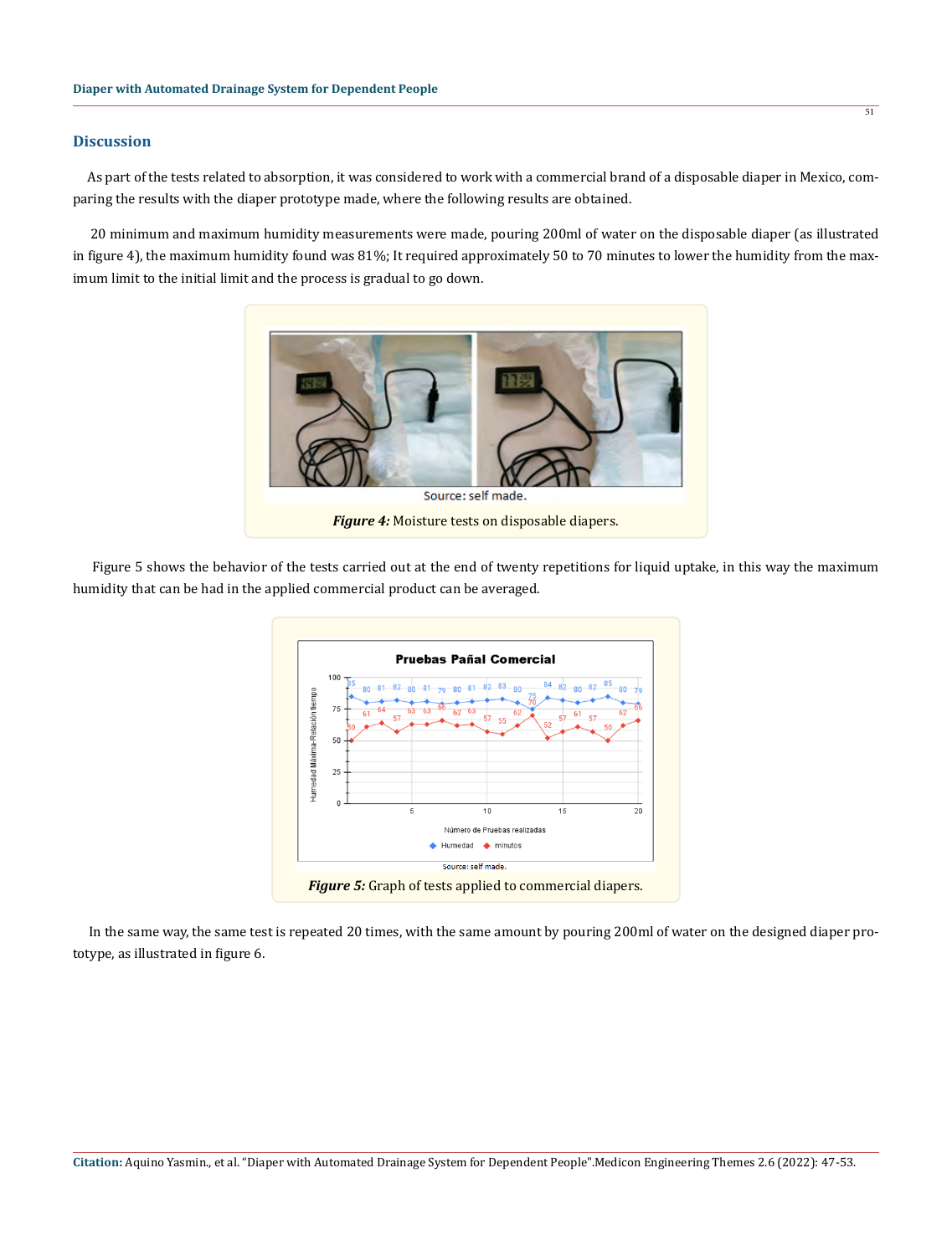## Discussion

As part of the tests related to absorption, it was considered to work with a commercial brand of a disposable diaper in Mexico, comparing the results with the diaper prototype made, where the following results are obtained.

20 minimum and maximum humidity measurements were made, pouring 200ml of water on the disposable diaper (as illustrated in figure 4), the maximum humidity found was 81%; It required approximately 50 to 70 minutes to lower the humidity from the maximum limit to the initial limit and the process is gradual to go down.

Source: self made.

***Figure 4:*** Moisture tests on disposable diapers.

Figure 5 shows the behavior of the tests carried out at the end of twenty repetitions for liquid uptake, in this way the maximum humidity that can be had in the applied commercial product can be averaged.

Source: self made.

***Figure 5:*** Graph of tests applied to commercial diapers.

In the same way, the same test is repeated 20 times, with the same amount by pouring 200ml of water on the designed diaper prototype, as illustrated in figure 6.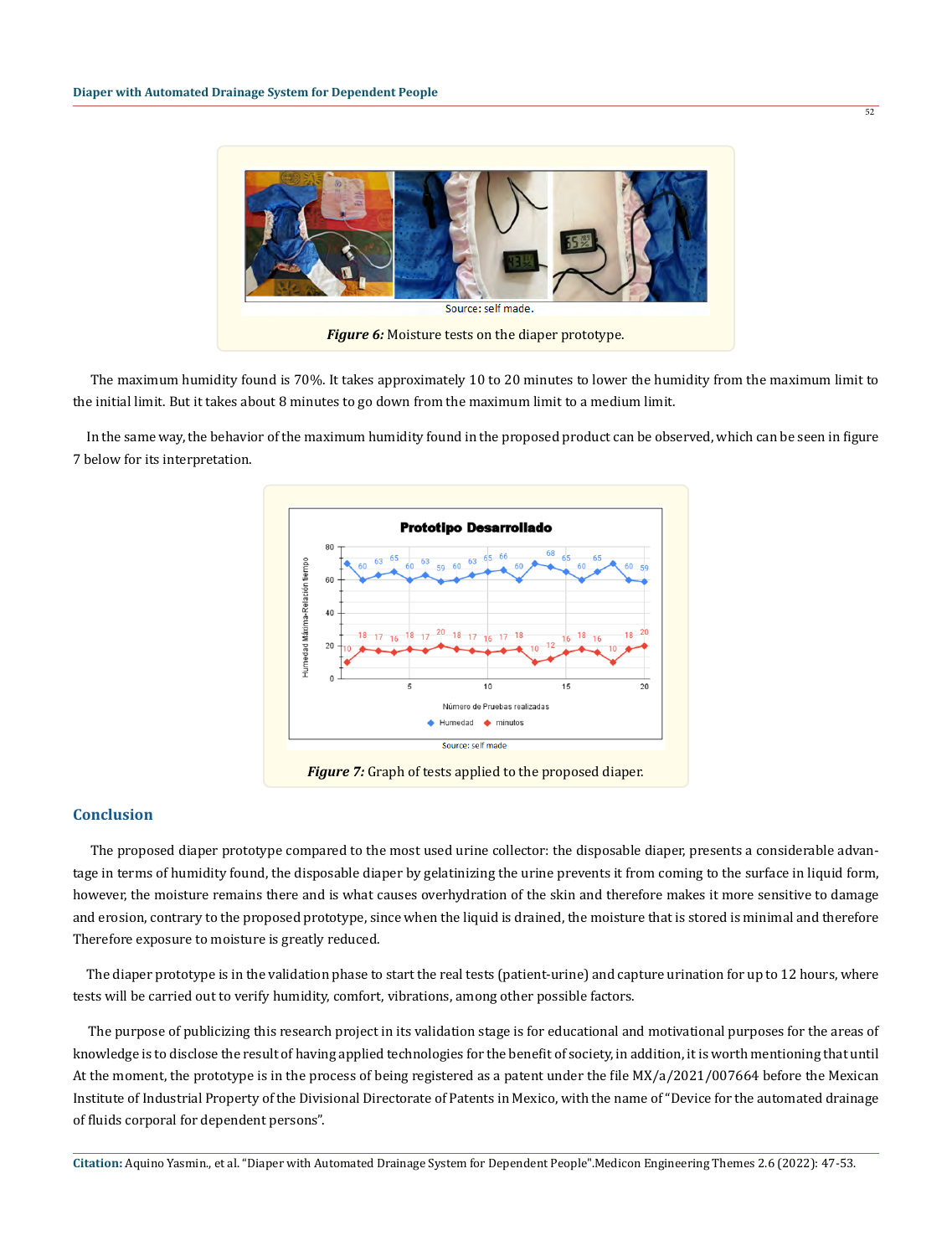Source: self made.

*Figure 6:* Moisture tests on the diaper prototype.

The maximum humidity found is 70%. It takes approximately 10 to 20 minutes to lower the humidity from the maximum limit to the initial limit. But it takes about 8 minutes to go down from the maximum limit to a medium limit.

In the same way, the behavior of the maximum humidity found in the proposed product can be observed, which can be seen in figure 7 below for its interpretation.

Source: self made

*Figure 7:* Graph of tests applied to the proposed diaper.

## Conclusion

The proposed diaper prototype compared to the most used urine collector: the disposable diaper, presents a considerable advantage in terms of humidity found, the disposable diaper by gelatinizing the urine prevents it from coming to the surface in liquid form, however, the moisture remains there and is what causes overhydration of the skin and therefore makes it more sensitive to damage and erosion, contrary to the proposed prototype, since when the liquid is drained, the moisture that is stored is minimal and therefore Therefore exposure to moisture is greatly reduced.

The diaper prototype is in the validation phase to start the real tests (patient-urine) and capture urination for up to 12 hours, where tests will be carried out to verify humidity, comfort, vibrations, among other possible factors.

The purpose of publicizing this research project in its validation stage is for educational and motivational purposes for the areas of knowledge is to disclose the result of having applied technologies for the benefit of society, in addition, it is worth mentioning that until At the moment, the prototype is in the process of being registered as a patent under the file MX/a/2021/007664 before the Mexican Institute of Industrial Property of the Divisional Directorate of Patents in Mexico, with the name of "Device for the automated drainage of fluids corporal for dependent persons".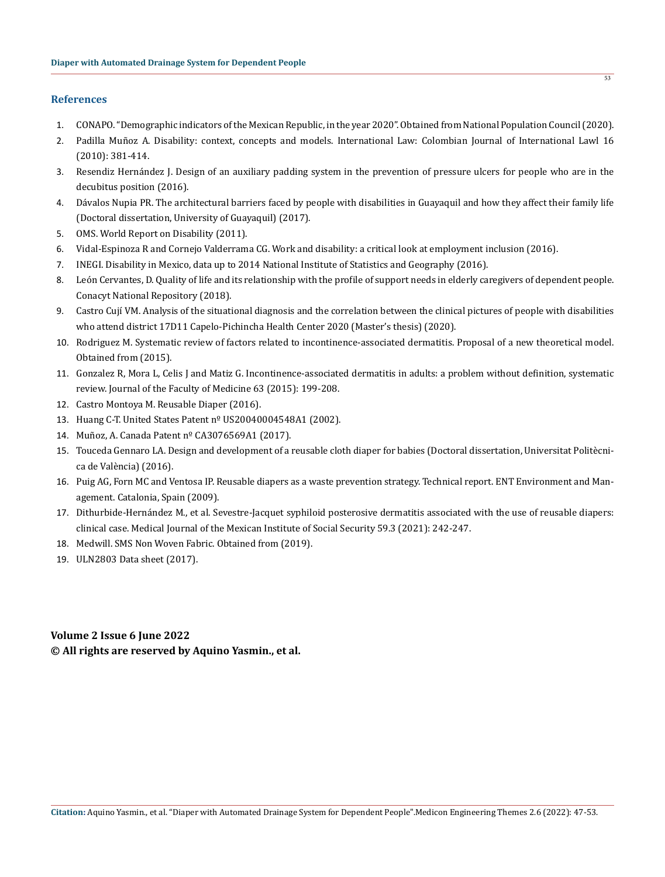## References

1. CONAPO. "Demographic indicators of the Mexican Republic, in the year 2020". Obtained from National Population Council (2020).
2. Padilla Muñoz A. Disability: context, concepts and models. International Law: Colombian Journal of International Lawl 16 (2010): 381-414.
3. Resendiz Hernández J. Design of an auxiliary padding system in the prevention of pressure ulcers for people who are in the decubitus position (2016).
4. Dávalos Nupia PR. The architectural barriers faced by people with disabilities in Guayaquil and how they affect their family life (Doctoral dissertation, University of Guayaquil) (2017).
5. OMS. World Report on Disability (2011).
6. Vidal-Espinoza R and Cornejo Valderrama CG. Work and disability: a critical look at employment inclusion (2016).
7. INEGI. Disability in Mexico, data up to 2014 National Institute of Statistics and Geography (2016).
8. León Cervantes, D. Quality of life and its relationship with the profile of support needs in elderly caregivers of dependent people. Conacyt National Repository (2018).
9. Castro Cují VM. Analysis of the situational diagnosis and the correlation between the clinical pictures of people with disabilities who attend district 17D11 Capelo-Pichincha Health Center 2020 (Master's thesis) (2020).
10. Rodriguez M. Systematic review of factors related to incontinence-associated dermatitis. Proposal of a new theoretical model. Obtained from (2015).
11. Gonzalez R, Mora L, Celis J and Matiz G. Incontinence-associated dermatitis in adults: a problem without definition, systematic review. Journal of the Faculty of Medicine 63 (2015): 199-208.
12. Castro Montoya M. Reusable Diaper (2016).
13. Huang C-T. United States Patent nº US20040004548A1 (2002).
14. Muñoz, A. Canada Patent nº CA3076569A1 (2017).
15. Touceda Gennaro LA. Design and development of a reusable cloth diaper for babies (Doctoral dissertation, Universitat Politècnica de València) (2016).
16. Puig AG, Forn MC and Ventosa IP. Reusable diapers as a waste prevention strategy. Technical report. ENT Environment and Management. Catalonia, Spain (2009).
17. Dithurbide-Hernández M., et al. Sevestre-Jacquet syphiloid posterosive dermatitis associated with the use of reusable diapers: clinical case. Medical Journal of the Mexican Institute of Social Security 59.3 (2021): 242-247.
18. Medwill. SMS Non Woven Fabric. Obtained from (2019).
19. ULN2803 Data sheet (2017).

**Volume 2 Issue 6 June 2022**
**© All rights are reserved by Aquino Yasmin., et al.**